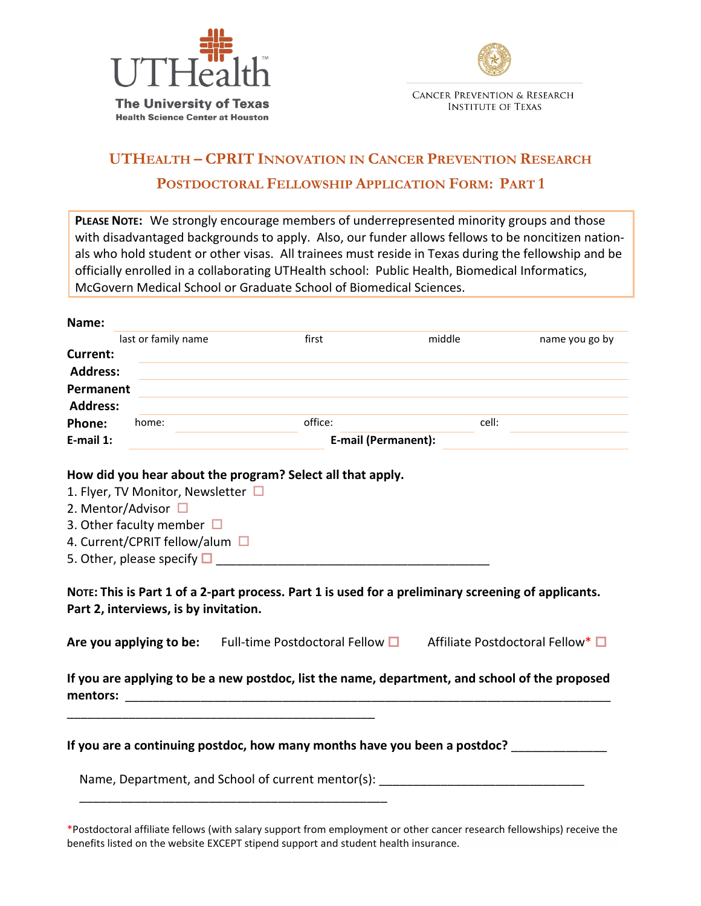UTHealth
The University of Texas
Health Science Center at Houston

Cancer Prevention & Research Institute of Texas

# UTHealth – CPRIT Innovation in Cancer Prevention Research

## Postdoctoral Fellowship Application Form: Part 1

**Please Note:** We strongly encourage members of underrepresented minority groups and those with disadvantaged backgrounds to apply. Also, our funder allows fellows to be noncitizen nationals who hold student or other visas. All trainees must reside in Texas during the fellowship and be officially enrolled in a collaborating UTHealth school: Public Health, Biomedical Informatics, McGovern Medical School or Graduate School of Biomedical Sciences.

**Name:** ______________________________
last or family name | first | middle | name you go by

**Current Address:** ______________________________

**Permanent Address:** ______________________________

**Phone:** home: __________ office: __________ cell: __________

**E-mail 1:** __________ **E-mail (Permanent):** __________

**How did you hear about the program? Select all that apply.**

1. Flyer, TV Monitor, Newsletter ☐
2. Mentor/Advisor ☐
3. Other faculty member ☐
4. Current/CPRIT fellow/alum ☐
5. Other, please specify ☐ ________________________________________

**Note: This is Part 1 of a 2-part process. Part 1 is used for a preliminary screening of applicants. Part 2, interviews, is by invitation.**

**Are you applying to be:** Full-time Postdoctoral Fellow ☐ Affiliate Postdoctoral Fellow* ☐

**If you are applying to be a new postdoc, list the name, department, and school of the proposed mentors:** ________________________________________________________________________
______________________________________________

**If you are a continuing postdoc, how many months have you been a postdoc?** ______________

Name, Department, and School of current mentor(s): ______________________________
______________________________________________

*Postdoctoral affiliate fellows (with salary support from employment or other cancer research fellowships) receive the benefits listed on the website EXCEPT stipend support and student health insurance.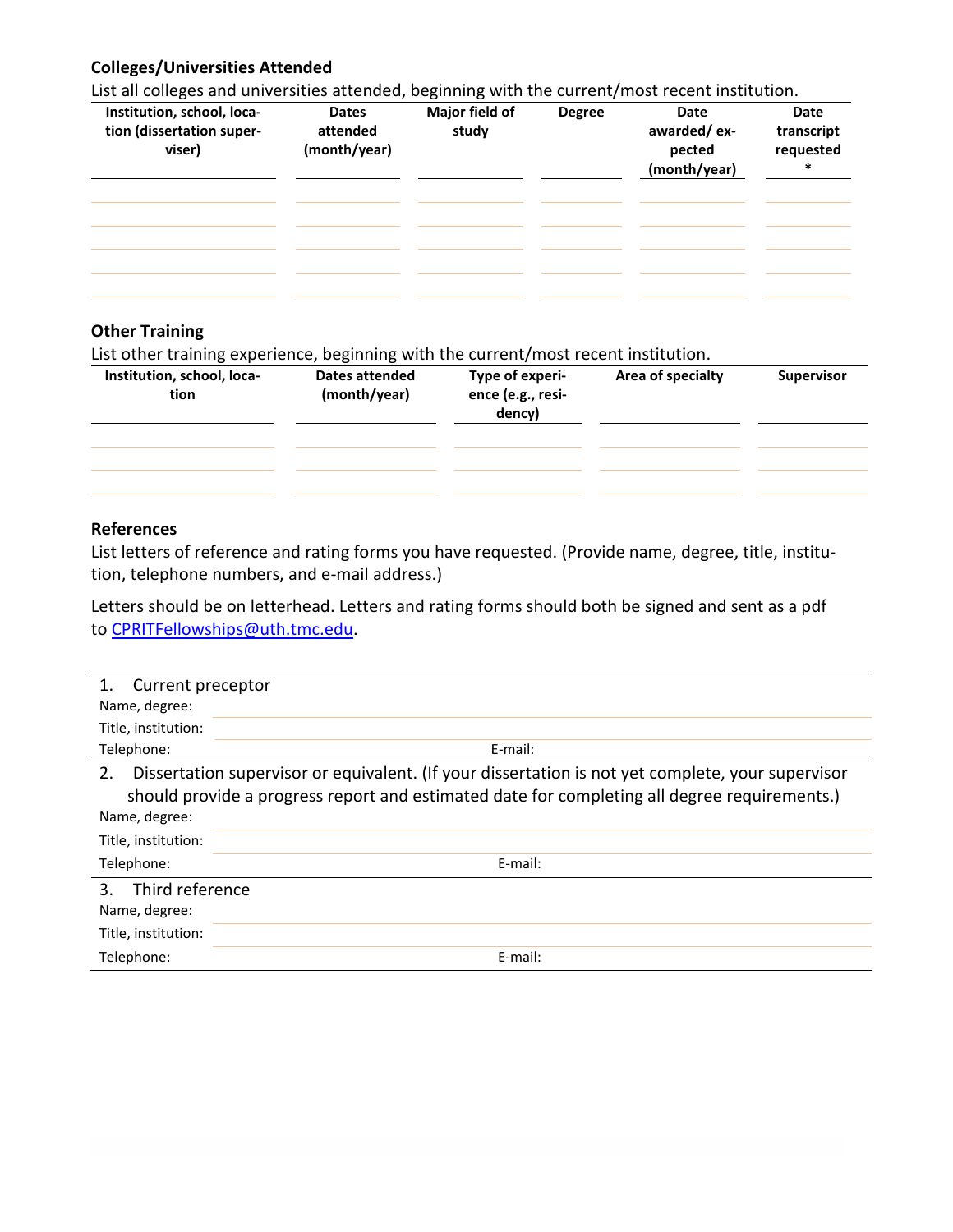### Colleges/Universities Attended

List all colleges and universities attended, beginning with the current/most recent institution.

| Institution, school, location (dissertation superviser) | Dates attended (month/year) | Major field of study | Degree | Date awarded/ expected (month/year) | Date transcript requested * |
|---|---|---|---|---|---|
| | | | | | |
| | | | | | |
| | | | | | |
| | | | | | |
| | | | | | |

### Other Training

List other training experience, beginning with the current/most recent institution.

| Institution, school, location | Dates attended (month/year) | Type of experience (e.g., residency) | Area of specialty | Supervisor |
|---|---|---|---|---|
| | | | | |
| | | | | |
| | | | | |

### References

List letters of reference and rating forms you have requested. (Provide name, degree, title, institution, telephone numbers, and e-mail address.)

Letters should be on letterhead. Letters and rating forms should both be signed and sent as a pdf to CPRITFellowships@uth.tmc.edu.

1. Current preceptor

Name, degree:

Title, institution:

Telephone: E-mail:

2. Dissertation supervisor or equivalent. (If your dissertation is not yet complete, your supervisor should provide a progress report and estimated date for completing all degree requirements.)

Name, degree:

Title, institution:

Telephone: E-mail:

3. Third reference

Name, degree:

Title, institution:

Telephone: E-mail: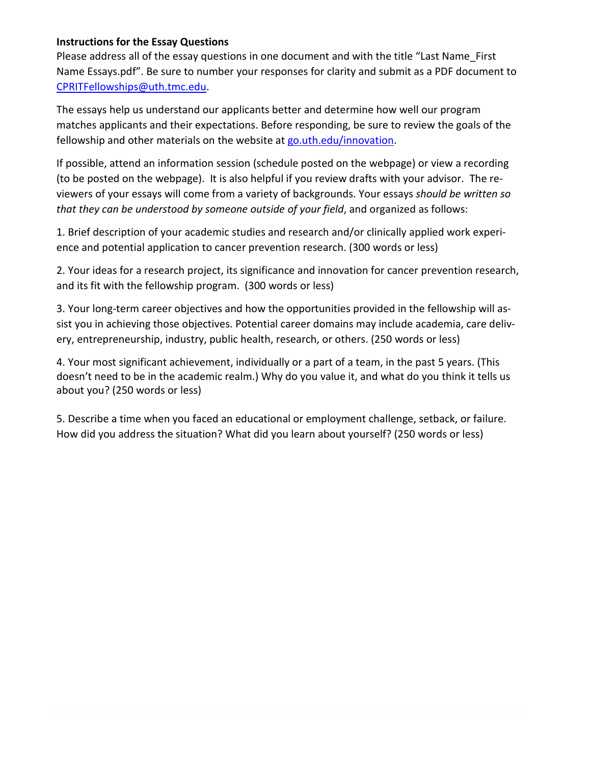**Instructions for the Essay Questions**

Please address all of the essay questions in one document and with the title "Last Name_First Name Essays.pdf". Be sure to number your responses for clarity and submit as a PDF document to CPRITFellowships@uth.tmc.edu.

The essays help us understand our applicants better and determine how well our program matches applicants and their expectations. Before responding, be sure to review the goals of the fellowship and other materials on the website at go.uth.edu/innovation.

If possible, attend an information session (schedule posted on the webpage) or view a recording (to be posted on the webpage). It is also helpful if you review drafts with your advisor. The reviewers of your essays will come from a variety of backgrounds. Your essays *should be written so that they can be understood by someone outside of your field*, and organized as follows:

1. Brief description of your academic studies and research and/or clinically applied work experience and potential application to cancer prevention research. (300 words or less)

2. Your ideas for a research project, its significance and innovation for cancer prevention research, and its fit with the fellowship program. (300 words or less)

3. Your long-term career objectives and how the opportunities provided in the fellowship will assist you in achieving those objectives. Potential career domains may include academia, care delivery, entrepreneurship, industry, public health, research, or others. (250 words or less)

4. Your most significant achievement, individually or a part of a team, in the past 5 years. (This doesn't need to be in the academic realm.) Why do you value it, and what do you think it tells us about you? (250 words or less)

5. Describe a time when you faced an educational or employment challenge, setback, or failure. How did you address the situation? What did you learn about yourself? (250 words or less)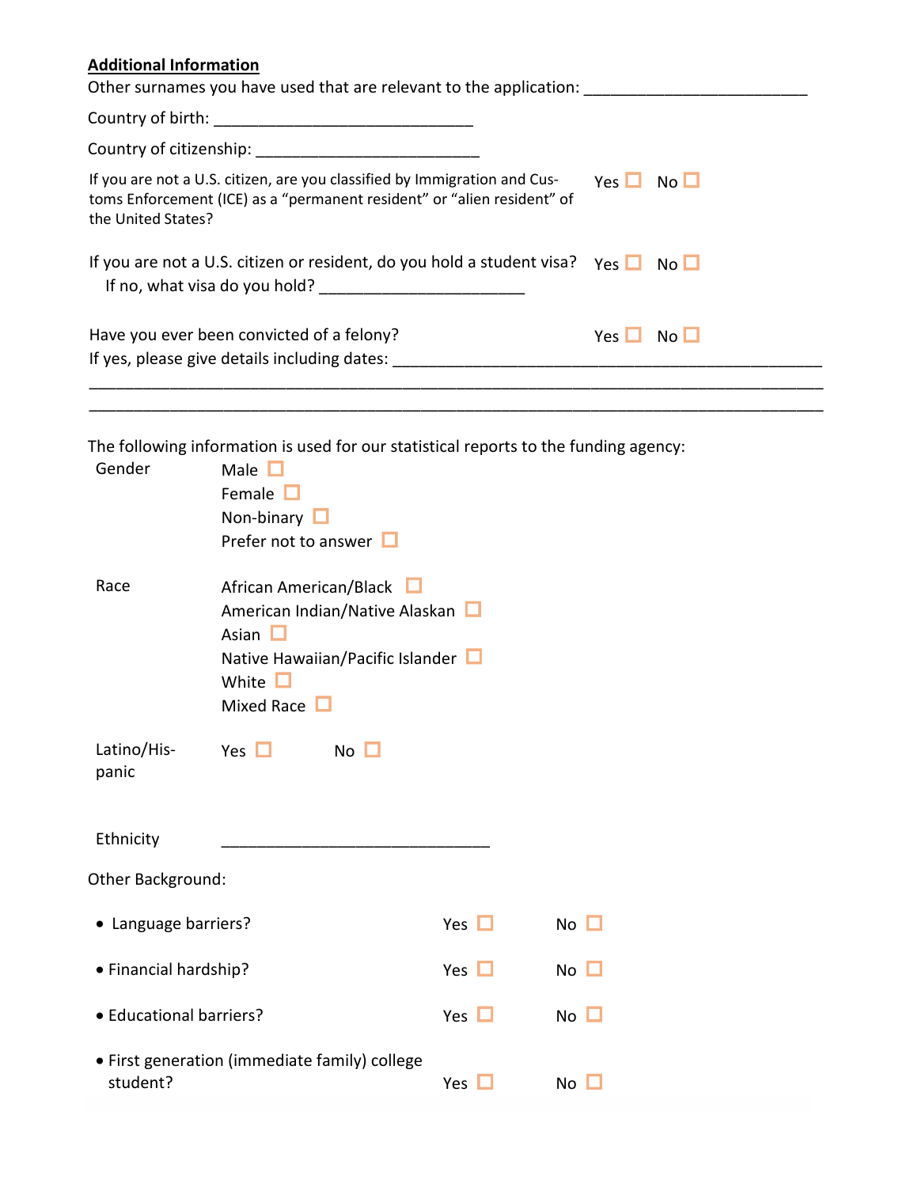**Additional Information**

Other surnames you have used that are relevant to the application: ___________________________

Country of birth: ______________________________

Country of citizenship: __________________________

If you are not a U.S. citizen, are you classified by Immigration and Customs Enforcement (ICE) as a "permanent resident" or "alien resident" of the United States? Yes ☐ No ☐

If you are not a U.S. citizen or resident, do you hold a student visa? Yes ☐ No ☐

If no, what visa do you hold? _______________________

Have you ever been convicted of a felony? Yes ☐ No ☐

If yes, please give details including dates: _________________________________________________

_____________________________________________________________________________________

_____________________________________________________________________________________

The following information is used for our statistical reports to the funding agency:

Gender
- Male ☐
- Female ☐
- Non-binary ☐
- Prefer not to answer ☐

Race
- African American/Black ☐
- American Indian/Native Alaskan ☐
- Asian ☐
- Native Hawaiian/Pacific Islander ☐
- White ☐
- Mixed Race ☐

Latino/Hispanic Yes ☐ No ☐

Ethnicity ______________________________

Other Background:

| | | |
|---|---|---|
| • Language barriers? | Yes ☐ | No ☐ |
| • Financial hardship? | Yes ☐ | No ☐ |
| • Educational barriers? | Yes ☐ | No ☐ |
| • First generation (immediate family) college student? | Yes ☐ | No ☐ |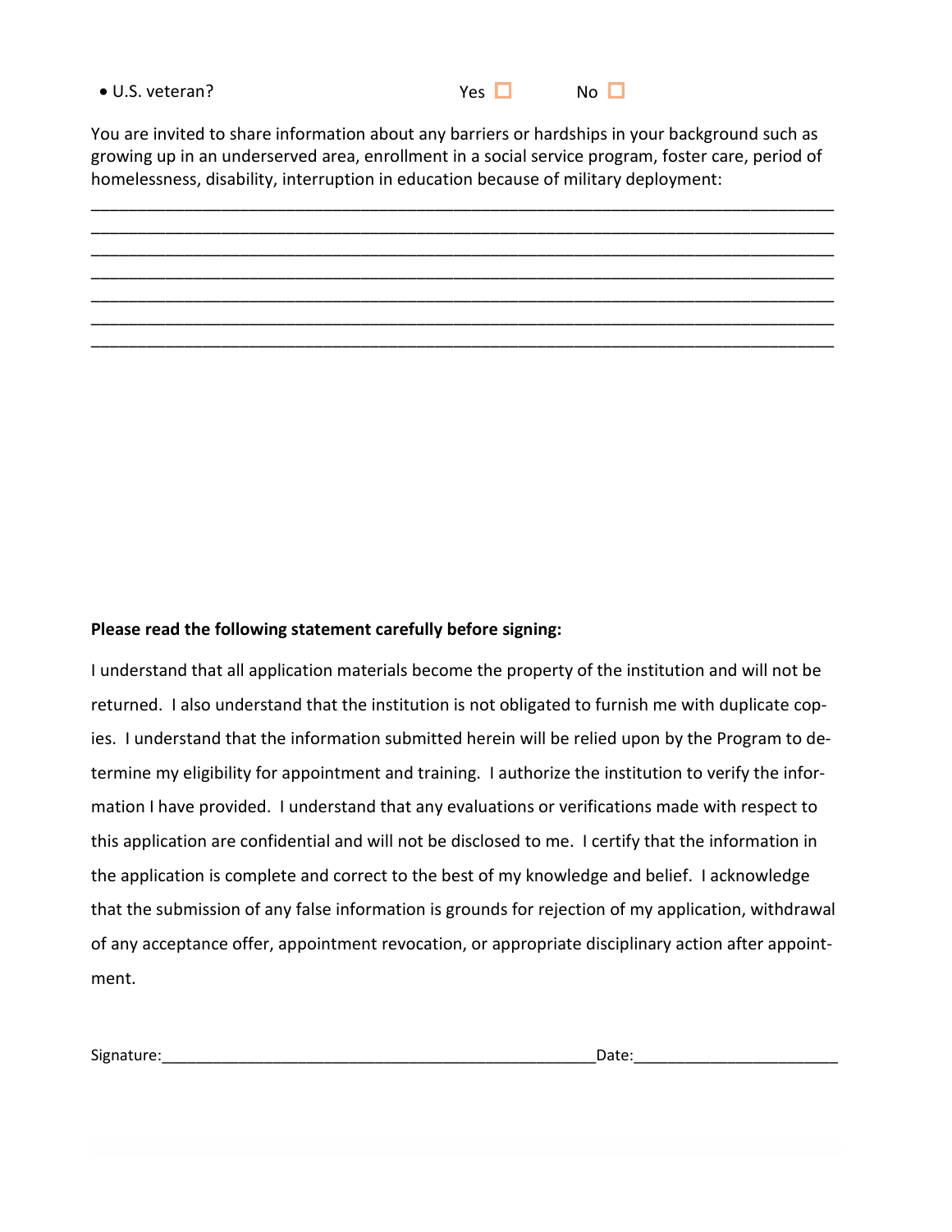- U.S. veteran? Yes ☐ No ☐

You are invited to share information about any barriers or hardships in your background such as growing up in an underserved area, enrollment in a social service program, foster care, period of homelessness, disability, interruption in education because of military deployment:

\_\_\_\_\_\_\_\_\_\_\_\_\_\_\_\_\_\_\_\_\_\_\_\_\_\_\_\_\_\_\_\_\_\_\_\_\_\_\_\_\_\_\_\_\_\_\_\_\_\_\_\_\_\_\_\_\_\_\_\_\_\_\_\_\_\_\_\_\_\_\_\_\_\_\_\_\_\_
\_\_\_\_\_\_\_\_\_\_\_\_\_\_\_\_\_\_\_\_\_\_\_\_\_\_\_\_\_\_\_\_\_\_\_\_\_\_\_\_\_\_\_\_\_\_\_\_\_\_\_\_\_\_\_\_\_\_\_\_\_\_\_\_\_\_\_\_\_\_\_\_\_\_\_\_\_\_
\_\_\_\_\_\_\_\_\_\_\_\_\_\_\_\_\_\_\_\_\_\_\_\_\_\_\_\_\_\_\_\_\_\_\_\_\_\_\_\_\_\_\_\_\_\_\_\_\_\_\_\_\_\_\_\_\_\_\_\_\_\_\_\_\_\_\_\_\_\_\_\_\_\_\_\_\_\_
\_\_\_\_\_\_\_\_\_\_\_\_\_\_\_\_\_\_\_\_\_\_\_\_\_\_\_\_\_\_\_\_\_\_\_\_\_\_\_\_\_\_\_\_\_\_\_\_\_\_\_\_\_\_\_\_\_\_\_\_\_\_\_\_\_\_\_\_\_\_\_\_\_\_\_\_\_\_
\_\_\_\_\_\_\_\_\_\_\_\_\_\_\_\_\_\_\_\_\_\_\_\_\_\_\_\_\_\_\_\_\_\_\_\_\_\_\_\_\_\_\_\_\_\_\_\_\_\_\_\_\_\_\_\_\_\_\_\_\_\_\_\_\_\_\_\_\_\_\_\_\_\_\_\_\_\_
\_\_\_\_\_\_\_\_\_\_\_\_\_\_\_\_\_\_\_\_\_\_\_\_\_\_\_\_\_\_\_\_\_\_\_\_\_\_\_\_\_\_\_\_\_\_\_\_\_\_\_\_\_\_\_\_\_\_\_\_\_\_\_\_\_\_\_\_\_\_\_\_\_\_\_\_\_\_
\_\_\_\_\_\_\_\_\_\_\_\_\_\_\_\_\_\_\_\_\_\_\_\_\_\_\_\_\_\_\_\_\_\_\_\_\_\_\_\_\_\_\_\_\_\_\_\_\_\_\_\_\_\_\_\_\_\_\_\_\_\_\_\_\_\_\_\_\_\_\_\_\_\_\_\_\_\_

**Please read the following statement carefully before signing:**

I understand that all application materials become the property of the institution and will not be returned. I also understand that the institution is not obligated to furnish me with duplicate copies. I understand that the information submitted herein will be relied upon by the Program to determine my eligibility for appointment and training. I authorize the institution to verify the information I have provided. I understand that any evaluations or verifications made with respect to this application are confidential and will not be disclosed to me. I certify that the information in the application is complete and correct to the best of my knowledge and belief. I acknowledge that the submission of any false information is grounds for rejection of my application, withdrawal of any acceptance offer, appointment revocation, or appropriate disciplinary action after appointment.

Signature:\_\_\_\_\_\_\_\_\_\_\_\_\_\_\_\_\_\_\_\_\_\_\_\_\_\_\_\_\_\_\_\_\_\_\_\_\_\_\_\_\_\_\_\_\_\_\_\_Date:\_\_\_\_\_\_\_\_\_\_\_\_\_\_\_\_\_\_\_\_\_\_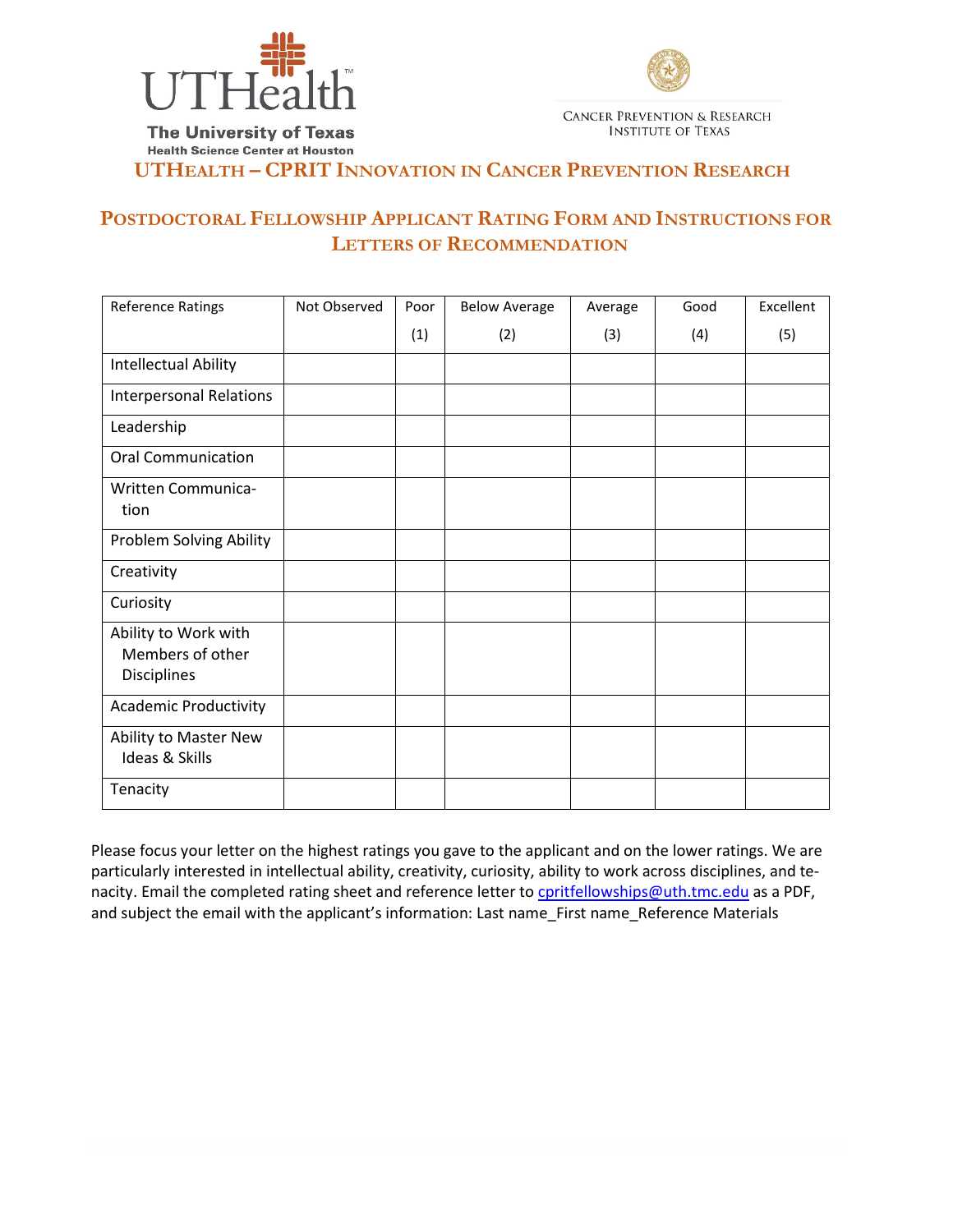UTHealth
The University of Texas
Health Science Center at Houston

Cancer Prevention & Research Institute of Texas

# UTHealth – CPRIT Innovation in Cancer Prevention Research

## Postdoctoral Fellowship Applicant Rating Form and Instructions for Letters of Recommendation

| Reference Ratings | Not Observed | Poor (1) | Below Average (2) | Average (3) | Good (4) | Excellent (5) |
|---|---|---|---|---|---|---|
| Intellectual Ability | | | | | | |
| Interpersonal Relations | | | | | | |
| Leadership | | | | | | |
| Oral Communication | | | | | | |
| Written Communication | | | | | | |
| Problem Solving Ability | | | | | | |
| Creativity | | | | | | |
| Curiosity | | | | | | |
| Ability to Work with Members of other Disciplines | | | | | | |
| Academic Productivity | | | | | | |
| Ability to Master New Ideas & Skills | | | | | | |
| Tenacity | | | | | | |

Please focus your letter on the highest ratings you gave to the applicant and on the lower ratings. We are particularly interested in intellectual ability, creativity, curiosity, ability to work across disciplines, and tenacity. Email the completed rating sheet and reference letter to cpritfellowships@uth.tmc.edu as a PDF, and subject the email with the applicant's information: Last name_First name_Reference Materials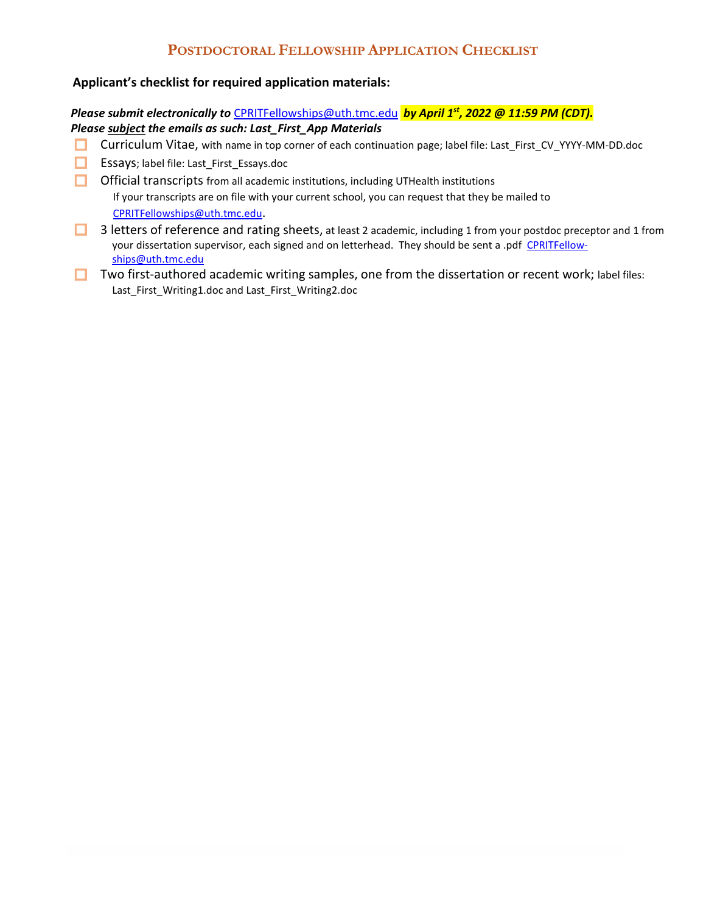# Postdoctoral Fellowship Application Checklist

**Applicant's checklist for required application materials:**

***Please submit electronically to* CPRITFellowships@uth.tmc.edu *by April 1st, 2022 @ 11:59 PM (CDT).***
***Please <u>subject</u> the emails as such: Last_First_App Materials***

- ☐ Curriculum Vitae, with name in top corner of each continuation page; label file: Last_First_CV_YYYY-MM-DD.doc
- ☐ Essays; label file: Last_First_Essays.doc
- ☐ Official transcripts from all academic institutions, including UTHealth institutions
  If your transcripts are on file with your current school, you can request that they be mailed to CPRITFellowships@uth.tmc.edu.
- ☐ 3 letters of reference and rating sheets, at least 2 academic, including 1 from your postdoc preceptor and 1 from your dissertation supervisor, each signed and on letterhead. They should be sent a .pdf CPRITFellowships@uth.tmc.edu
- ☐ Two first-authored academic writing samples, one from the dissertation or recent work; label files: Last_First_Writing1.doc and Last_First_Writing2.doc